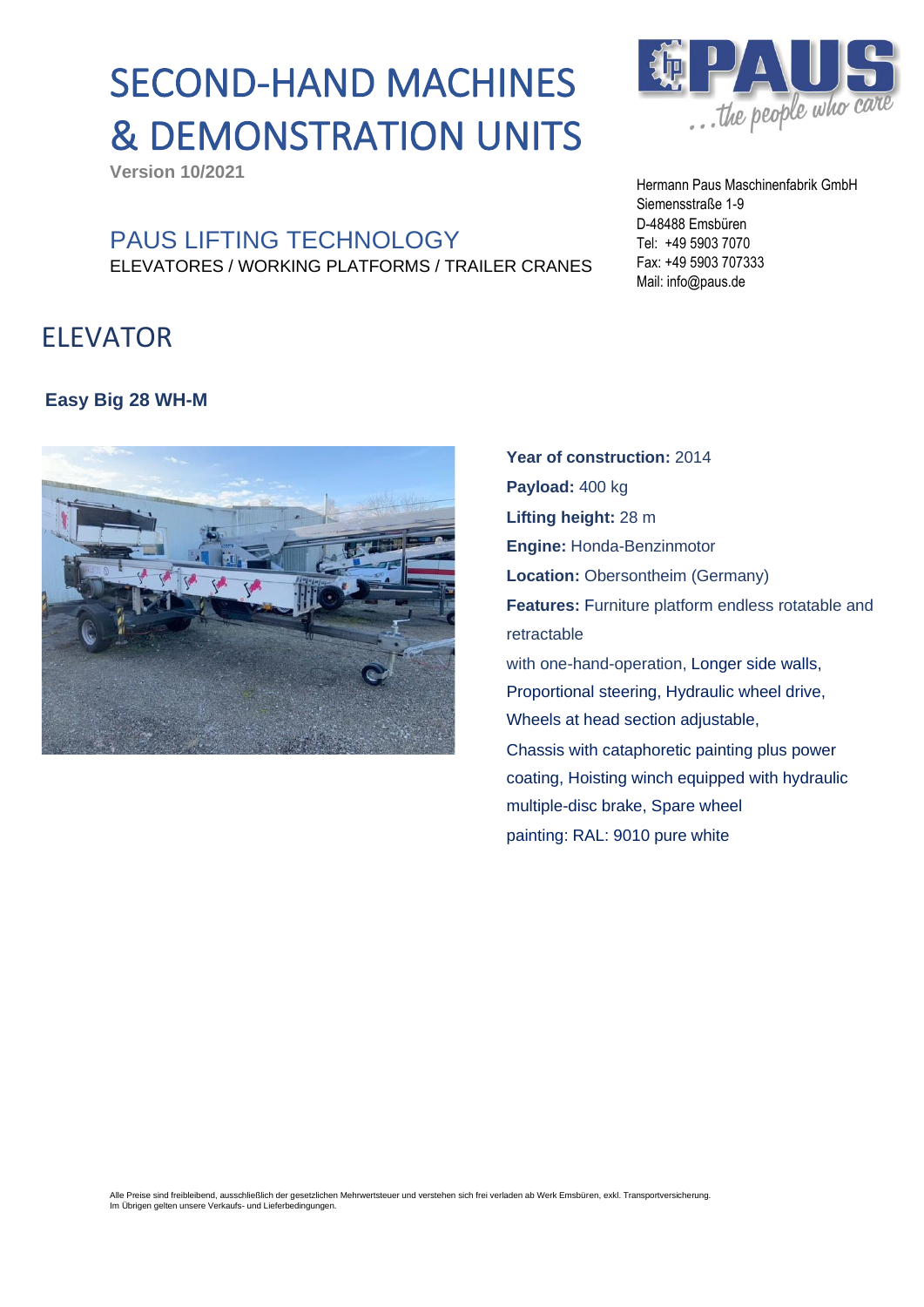# SECOND-HAND MACHINES & DEMONSTRATION UNITS

**Version 10/2021**

Hermann Paus Maschinenfabrik GmbH
Siemensstraße 1-9
D-48488 Emsbüren
Tel: +49 5903 7070
Fax: +49 5903 707333
Mail: info@paus.de

## PAUS LIFTING TECHNOLOGY

ELEVATORES / WORKING PLATFORMS / TRAILER CRANES

## ELEVATOR

### Easy Big 28 WH-M

**Year of construction:** 2014

**Payload:** 400 kg

**Lifting height:** 28 m

**Engine:** Honda-Benzinmotor

**Location:** Obersontheim (Germany)

**Features:** Furniture platform endless rotatable and retractable
with one-hand-operation, Longer side walls, Proportional steering, Hydraulic wheel drive, Wheels at head section adjustable,
Chassis with cataphoretic painting plus power coating, Hoisting winch equipped with hydraulic multiple-disc brake, Spare wheel
painting: RAL: 9010 pure white

Alle Preise sind freibleibend, ausschließlich der gesetzlichen Mehrwertsteuer und verstehen sich frei verladen ab Werk Emsbüren, exkl. Transportversicherung.
Im Übrigen gelten unsere Verkaufs- und Lieferbedingungen.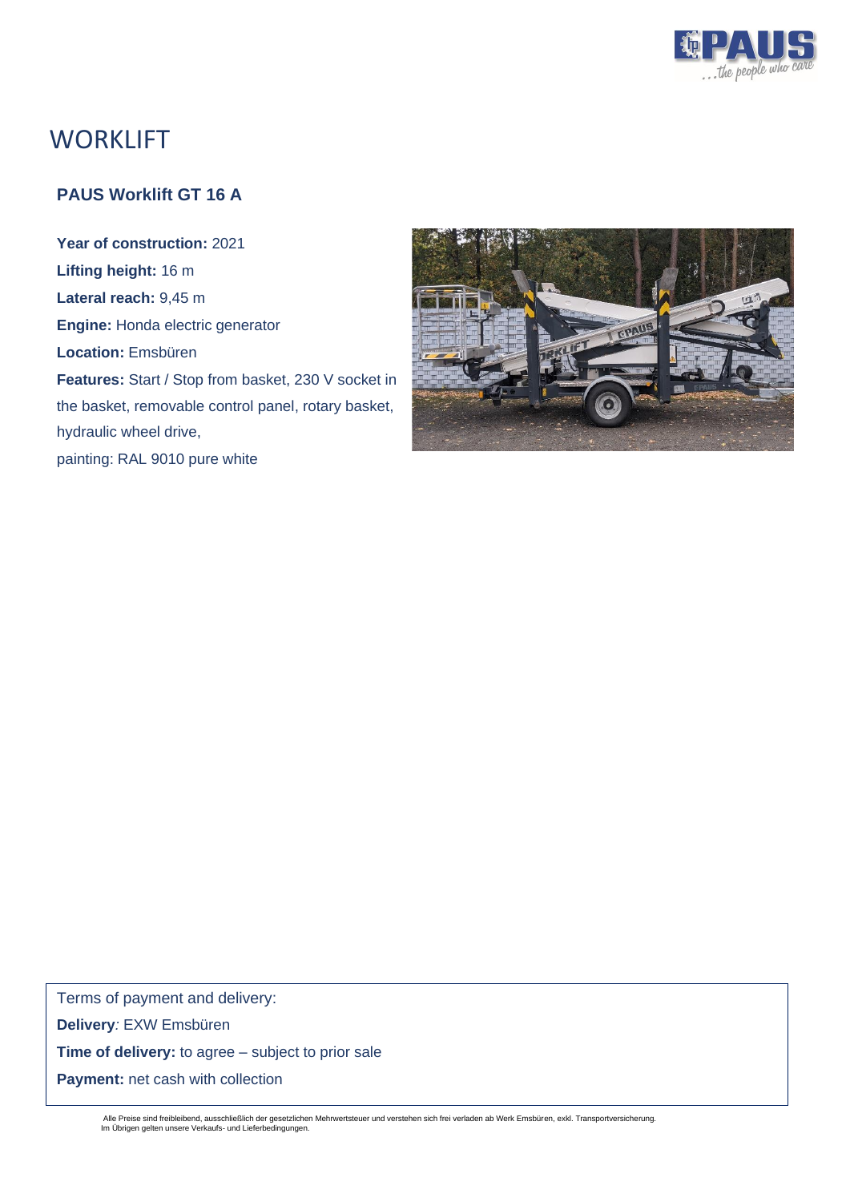# WORKLIFT

### PAUS Worklift GT 16 A

**Year of construction:** 2021
**Lifting height:** 16 m
**Lateral reach:** 9,45 m
**Engine:** Honda electric generator
**Location:** Emsbüren
**Features:** Start / Stop from basket, 230 V socket in the basket, removable control panel, rotary basket, hydraulic wheel drive,
painting: RAL 9010 pure white

Terms of payment and delivery:
**Delivery***:* EXW Emsbüren
**Time of delivery:** to agree – subject to prior sale
**Payment:** net cash with collection

Alle Preise sind freibleibend, ausschließlich der gesetzlichen Mehrwertsteuer und verstehen sich frei verladen ab Werk Emsbüren, exkl. Transportversicherung.
Im Übrigen gelten unsere Verkaufs- und Lieferbedingungen.